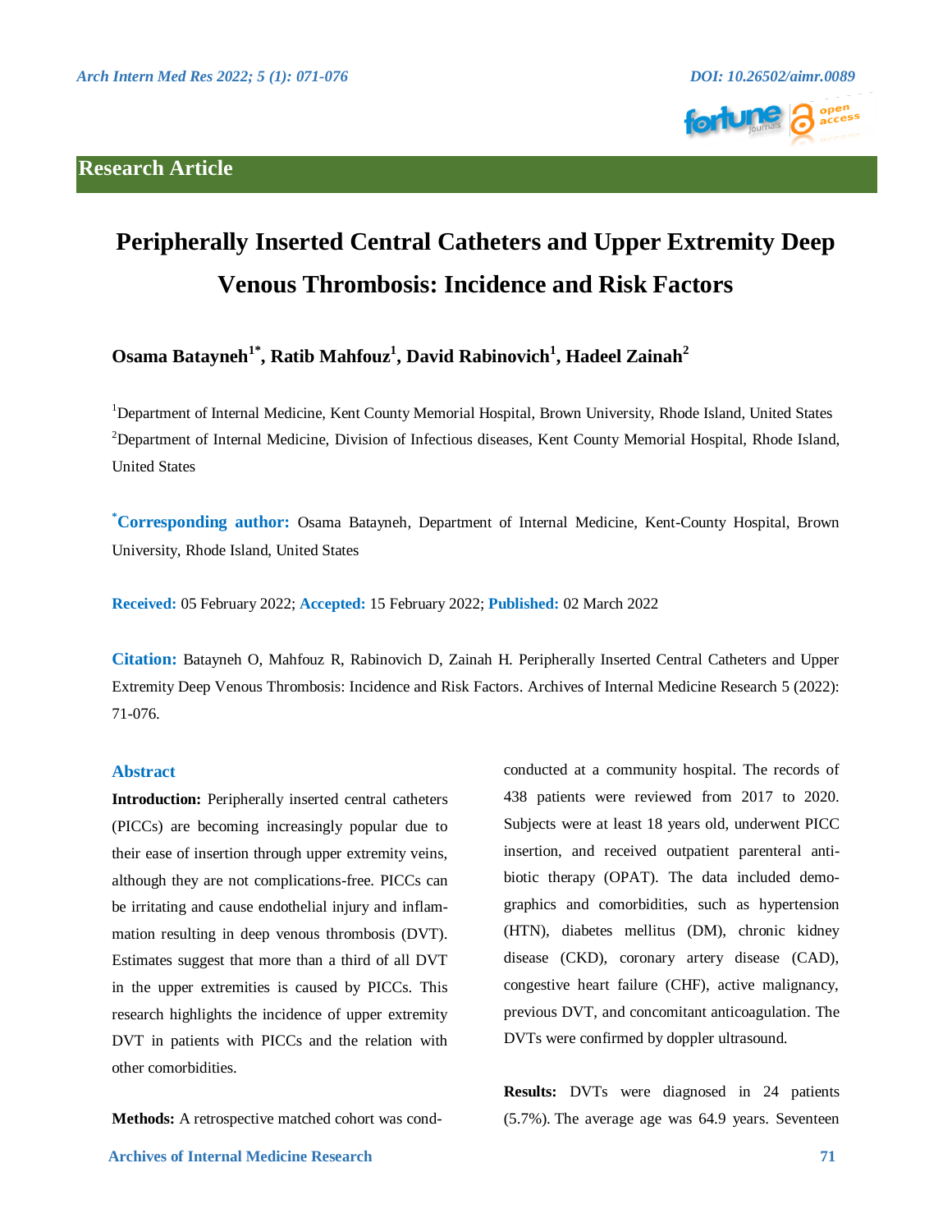Research Article

# Peripherally Inserted Central Catheters and Upper Extremity Deep Venous Thrombosis: Incidence and Risk Factors

**Osama Batayneh[1*], Ratib Mahfouz[1], David Rabinovich[1], Hadeel Zainah[2]**

[1]Department of Internal Medicine, Kent County Memorial Hospital, Brown University, Rhode Island, United States
[2]Department of Internal Medicine, Division of Infectious diseases, Kent County Memorial Hospital, Rhode Island, United States

**[*]Corresponding author:** Osama Batayneh, Department of Internal Medicine, Kent-County Hospital, Brown University, Rhode Island, United States

**Received:** 05 February 2022; **Accepted:** 15 February 2022; **Published:** 02 March 2022

**Citation:** Batayneh O, Mahfouz R, Rabinovich D, Zainah H. Peripherally Inserted Central Catheters and Upper Extremity Deep Venous Thrombosis: Incidence and Risk Factors. Archives of Internal Medicine Research 5 (2022): 71-076.

## Abstract

**Introduction:** Peripherally inserted central catheters (PICCs) are becoming increasingly popular due to their ease of insertion through upper extremity veins, although they are not complications-free. PICCs can be irritating and cause endothelial injury and inflammation resulting in deep venous thrombosis (DVT). Estimates suggest that more than a third of all DVT in the upper extremities is caused by PICCs. This research highlights the incidence of upper extremity DVT in patients with PICCs and the relation with other comorbidities.

**Methods:** A retrospective matched cohort was conducted at a community hospital. The records of 438 patients were reviewed from 2017 to 2020. Subjects were at least 18 years old, underwent PICC insertion, and received outpatient parenteral antibiotic therapy (OPAT). The data included demographics and comorbidities, such as hypertension (HTN), diabetes mellitus (DM), chronic kidney disease (CKD), coronary artery disease (CAD), congestive heart failure (CHF), active malignancy, previous DVT, and concomitant anticoagulation. The DVTs were confirmed by doppler ultrasound.

**Results:** DVTs were diagnosed in 24 patients (5.7%). The average age was 64.9 years. Seventeen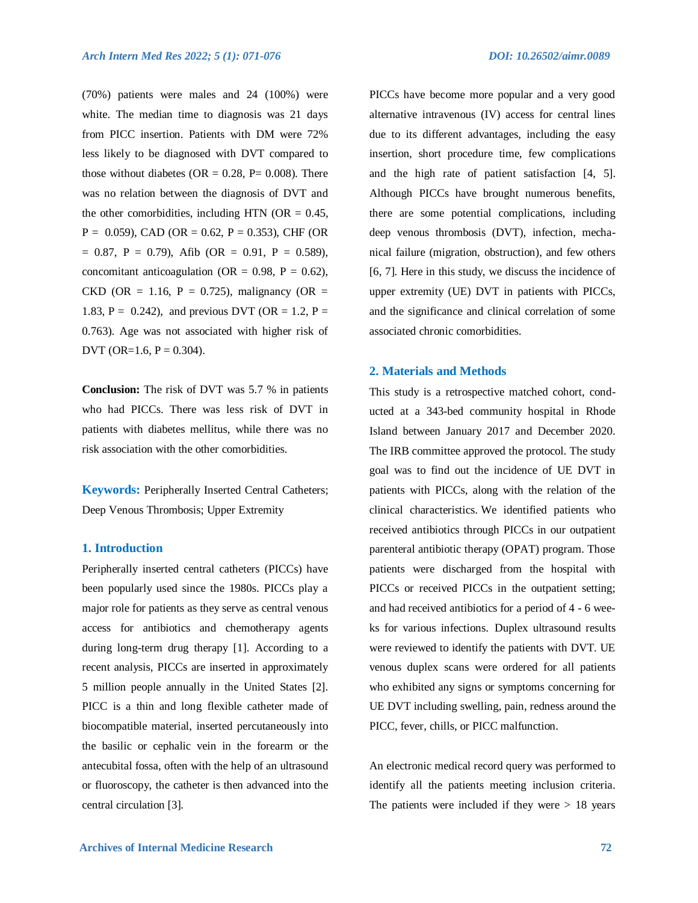(70%) patients were males and 24 (100%) were white. The median time to diagnosis was 21 days from PICC insertion. Patients with DM were 72% less likely to be diagnosed with DVT compared to those without diabetes (OR = 0.28, P= 0.008). There was no relation between the diagnosis of DVT and the other comorbidities, including HTN (OR = 0.45, P = 0.059), CAD (OR = 0.62, P = 0.353), CHF (OR = 0.87, P = 0.79), Afib (OR = 0.91, P = 0.589), concomitant anticoagulation (OR = 0.98, P = 0.62), CKD (OR = 1.16, P = 0.725), malignancy (OR = 1.83, P = 0.242), and previous DVT (OR = 1.2, P = 0.763). Age was not associated with higher risk of DVT (OR=1.6, P = 0.304).

**Conclusion:** The risk of DVT was 5.7 % in patients who had PICCs. There was less risk of DVT in patients with diabetes mellitus, while there was no risk association with the other comorbidities.

**Keywords:** Peripherally Inserted Central Catheters; Deep Venous Thrombosis; Upper Extremity

## 1. Introduction

Peripherally inserted central catheters (PICCs) have been popularly used since the 1980s. PICCs play a major role for patients as they serve as central venous access for antibiotics and chemotherapy agents during long-term drug therapy [1]. According to a recent analysis, PICCs are inserted in approximately 5 million people annually in the United States [2]. PICC is a thin and long flexible catheter made of biocompatible material, inserted percutaneously into the basilic or cephalic vein in the forearm or the antecubital fossa, often with the help of an ultrasound or fluoroscopy, the catheter is then advanced into the central circulation [3].

PICCs have become more popular and a very good alternative intravenous (IV) access for central lines due to its different advantages, including the easy insertion, short procedure time, few complications and the high rate of patient satisfaction [4, 5]. Although PICCs have brought numerous benefits, there are some potential complications, including deep venous thrombosis (DVT), infection, mechanical failure (migration, obstruction), and few others [6, 7]. Here in this study, we discuss the incidence of upper extremity (UE) DVT in patients with PICCs, and the significance and clinical correlation of some associated chronic comorbidities.

## 2. Materials and Methods

This study is a retrospective matched cohort, conducted at a 343-bed community hospital in Rhode Island between January 2017 and December 2020. The IRB committee approved the protocol. The study goal was to find out the incidence of UE DVT in patients with PICCs, along with the relation of the clinical characteristics. We identified patients who received antibiotics through PICCs in our outpatient parenteral antibiotic therapy (OPAT) program. Those patients were discharged from the hospital with PICCs or received PICCs in the outpatient setting; and had received antibiotics for a period of 4 - 6 weeks for various infections. Duplex ultrasound results were reviewed to identify the patients with DVT. UE venous duplex scans were ordered for all patients who exhibited any signs or symptoms concerning for UE DVT including swelling, pain, redness around the PICC, fever, chills, or PICC malfunction.

An electronic medical record query was performed to identify all the patients meeting inclusion criteria. The patients were included if they were > 18 years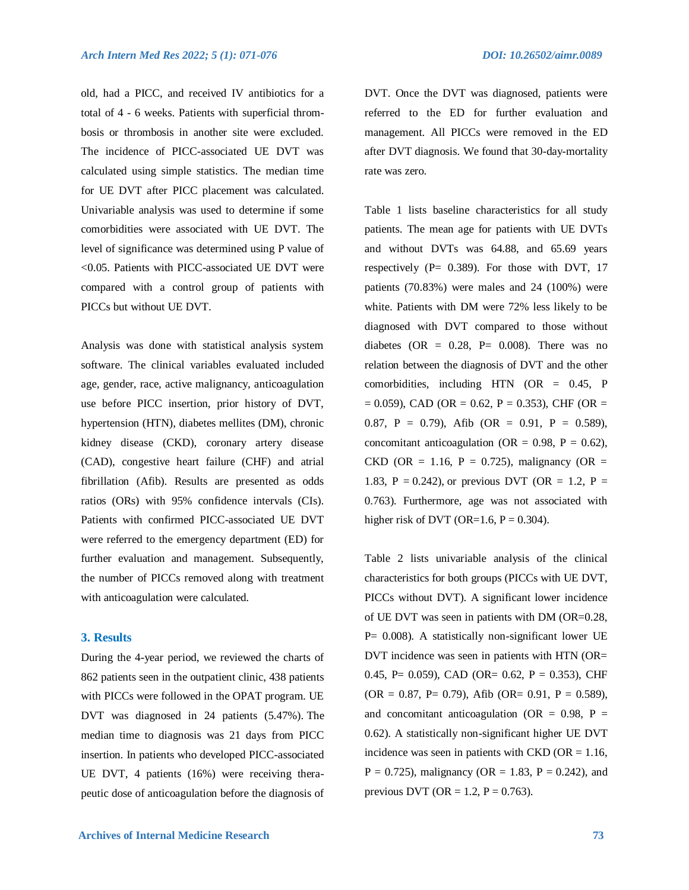old, had a PICC, and received IV antibiotics for a total of 4 - 6 weeks. Patients with superficial thrombosis or thrombosis in another site were excluded. The incidence of PICC-associated UE DVT was calculated using simple statistics. The median time for UE DVT after PICC placement was calculated. Univariable analysis was used to determine if some comorbidities were associated with UE DVT. The level of significance was determined using P value of <0.05. Patients with PICC-associated UE DVT were compared with a control group of patients with PICCs but without UE DVT.

Analysis was done with statistical analysis system software. The clinical variables evaluated included age, gender, race, active malignancy, anticoagulation use before PICC insertion, prior history of DVT, hypertension (HTN), diabetes mellites (DM), chronic kidney disease (CKD), coronary artery disease (CAD), congestive heart failure (CHF) and atrial fibrillation (Afib). Results are presented as odds ratios (ORs) with 95% confidence intervals (CIs). Patients with confirmed PICC-associated UE DVT were referred to the emergency department (ED) for further evaluation and management. Subsequently, the number of PICCs removed along with treatment with anticoagulation were calculated.

## 3. Results

During the 4-year period, we reviewed the charts of 862 patients seen in the outpatient clinic, 438 patients with PICCs were followed in the OPAT program. UE DVT was diagnosed in 24 patients (5.47%). The median time to diagnosis was 21 days from PICC insertion. In patients who developed PICC-associated UE DVT, 4 patients (16%) were receiving therapeutic dose of anticoagulation before the diagnosis of DVT. Once the DVT was diagnosed, patients were referred to the ED for further evaluation and management. All PICCs were removed in the ED after DVT diagnosis. We found that 30-day-mortality rate was zero.

Table 1 lists baseline characteristics for all study patients. The mean age for patients with UE DVTs and without DVTs was 64.88, and 65.69 years respectively (P= 0.389). For those with DVT, 17 patients (70.83%) were males and 24 (100%) were white. Patients with DM were 72% less likely to be diagnosed with DVT compared to those without diabetes (OR = 0.28, P= 0.008). There was no relation between the diagnosis of DVT and the other comorbidities, including HTN (OR = 0.45, P = 0.059), CAD (OR = 0.62, P = 0.353), CHF (OR = 0.87, P = 0.79), Afib (OR = 0.91, P = 0.589), concomitant anticoagulation (OR = 0.98, P = 0.62), CKD (OR = 1.16, P = 0.725), malignancy (OR = 1.83, P = 0.242), or previous DVT (OR = 1.2, P = 0.763). Furthermore, age was not associated with higher risk of DVT (OR=1.6, P = 0.304).

Table 2 lists univariable analysis of the clinical characteristics for both groups (PICCs with UE DVT, PICCs without DVT). A significant lower incidence of UE DVT was seen in patients with DM (OR=0.28, P= 0.008). A statistically non-significant lower UE DVT incidence was seen in patients with HTN (OR= 0.45, P= 0.059), CAD (OR= 0.62, P = 0.353), CHF (OR = 0.87, P= 0.79), Afib (OR= 0.91, P = 0.589), and concomitant anticoagulation (OR = 0.98, P = 0.62). A statistically non-significant higher UE DVT incidence was seen in patients with CKD (OR = 1.16, P = 0.725), malignancy (OR = 1.83, P = 0.242), and previous DVT (OR = 1.2, P = 0.763).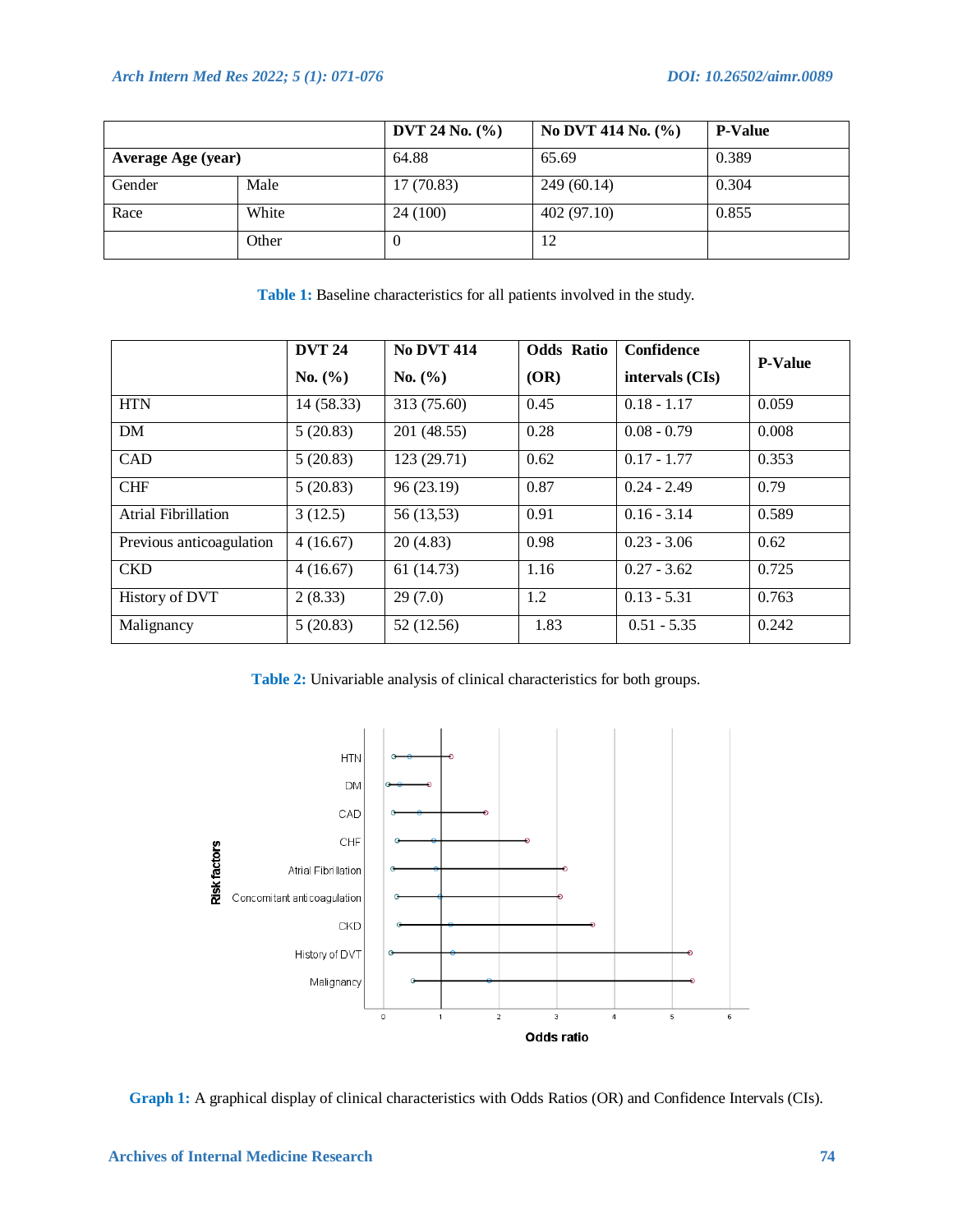| | | DVT 24 No. (%) | No DVT 414 No. (%) | P-Value |
|---|---|---|---|---|
| **Average Age (year)** | | 64.88 | 65.69 | 0.389 |
| Gender | Male | 17 (70.83) | 249 (60.14) | 0.304 |
| Race | White | 24 (100) | 402 (97.10) | 0.855 |
| | Other | 0 | 12 | |

**Table 1:** Baseline characteristics for all patients involved in the study.

| | DVT 24 No. (%) | No DVT 414 No. (%) | Odds Ratio (OR) | Confidence intervals (CIs) | P-Value |
|---|---|---|---|---|---|
| HTN | 14 (58.33) | 313 (75.60) | 0.45 | 0.18 - 1.17 | 0.059 |
| DM | 5 (20.83) | 201 (48.55) | 0.28 | 0.08 - 0.79 | 0.008 |
| CAD | 5 (20.83) | 123 (29.71) | 0.62 | 0.17 - 1.77 | 0.353 |
| CHF | 5 (20.83) | 96 (23.19) | 0.87 | 0.24 - 2.49 | 0.79 |
| Atrial Fibrillation | 3 (12.5) | 56 (13,53) | 0.91 | 0.16 - 3.14 | 0.589 |
| Previous anticoagulation | 4 (16.67) | 20 (4.83) | 0.98 | 0.23 - 3.06 | 0.62 |
| CKD | 4 (16.67) | 61 (14.73) | 1.16 | 0.27 - 3.62 | 0.725 |
| History of DVT | 2 (8.33) | 29 (7.0) | 1.2 | 0.13 - 5.31 | 0.763 |
| Malignancy | 5 (20.83) | 52 (12.56) | 1.83 | 0.51 - 5.35 | 0.242 |

**Table 2:** Univariable analysis of clinical characteristics for both groups.

**Graph 1:** A graphical display of clinical characteristics with Odds Ratios (OR) and Confidence Intervals (CIs).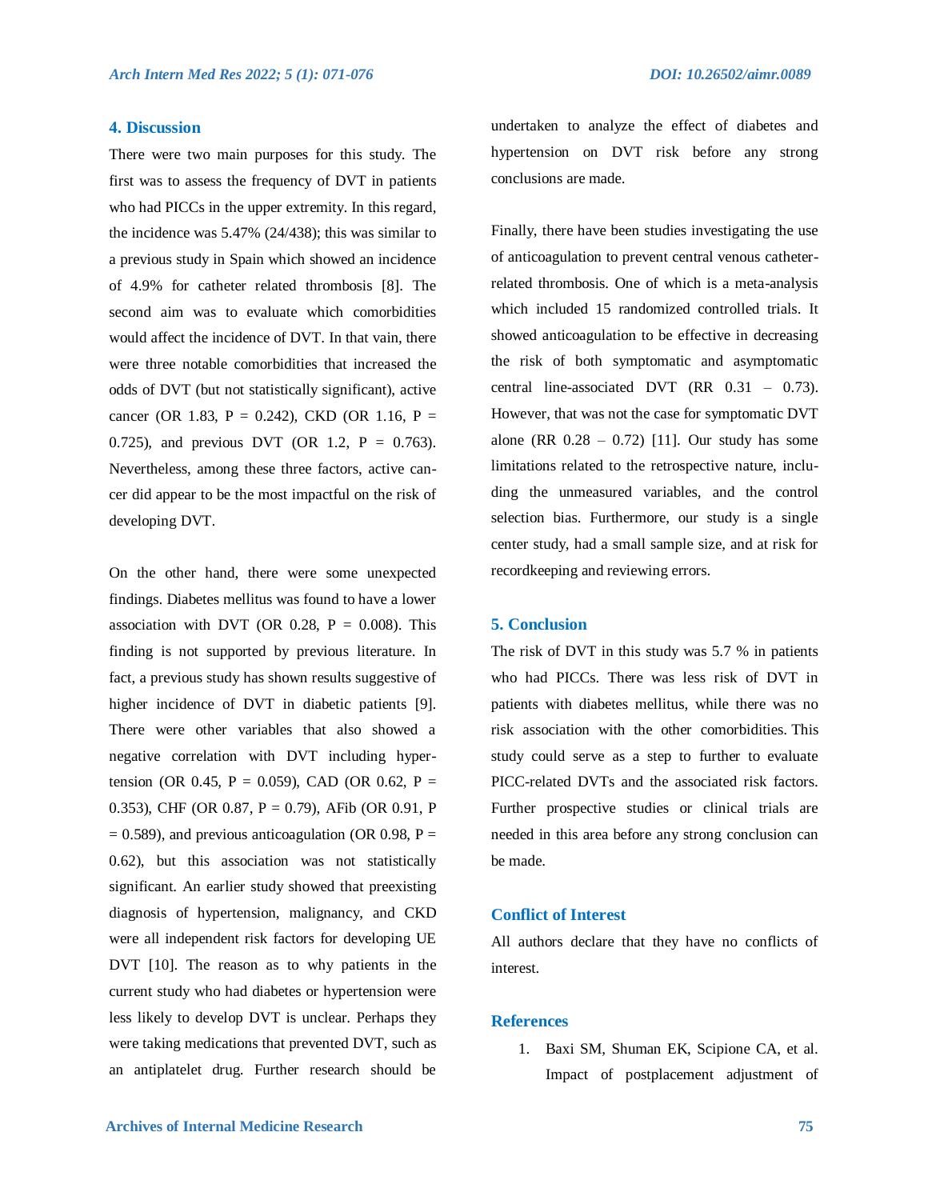## 4. Discussion

There were two main purposes for this study. The first was to assess the frequency of DVT in patients who had PICCs in the upper extremity. In this regard, the incidence was 5.47% (24/438); this was similar to a previous study in Spain which showed an incidence of 4.9% for catheter related thrombosis [8]. The second aim was to evaluate which comorbidities would affect the incidence of DVT. In that vain, there were three notable comorbidities that increased the odds of DVT (but not statistically significant), active cancer (OR 1.83, P = 0.242), CKD (OR 1.16, P = 0.725), and previous DVT (OR 1.2, P = 0.763). Nevertheless, among these three factors, active cancer did appear to be the most impactful on the risk of developing DVT.

On the other hand, there were some unexpected findings. Diabetes mellitus was found to have a lower association with DVT (OR 0.28, P = 0.008). This finding is not supported by previous literature. In fact, a previous study has shown results suggestive of higher incidence of DVT in diabetic patients [9]. There were other variables that also showed a negative correlation with DVT including hypertension (OR 0.45, P = 0.059), CAD (OR 0.62, P = 0.353), CHF (OR 0.87, P = 0.79), AFib (OR 0.91, P = 0.589), and previous anticoagulation (OR 0.98, P = 0.62), but this association was not statistically significant. An earlier study showed that preexisting diagnosis of hypertension, malignancy, and CKD were all independent risk factors for developing UE DVT [10]. The reason as to why patients in the current study who had diabetes or hypertension were less likely to develop DVT is unclear. Perhaps they were taking medications that prevented DVT, such as an antiplatelet drug. Further research should be undertaken to analyze the effect of diabetes and hypertension on DVT risk before any strong conclusions are made.

Finally, there have been studies investigating the use of anticoagulation to prevent central venous catheter-related thrombosis. One of which is a meta-analysis which included 15 randomized controlled trials. It showed anticoagulation to be effective in decreasing the risk of both symptomatic and asymptomatic central line-associated DVT (RR 0.31 – 0.73). However, that was not the case for symptomatic DVT alone (RR 0.28 – 0.72) [11]. Our study has some limitations related to the retrospective nature, including the unmeasured variables, and the control selection bias. Furthermore, our study is a single center study, had a small sample size, and at risk for recordkeeping and reviewing errors.

## 5. Conclusion

The risk of DVT in this study was 5.7 % in patients who had PICCs. There was less risk of DVT in patients with diabetes mellitus, while there was no risk association with the other comorbidities. This study could serve as a step to further to evaluate PICC-related DVTs and the associated risk factors. Further prospective studies or clinical trials are needed in this area before any strong conclusion can be made.

## Conflict of Interest

All authors declare that they have no conflicts of interest.

## References

1. Baxi SM, Shuman EK, Scipione CA, et al. Impact of postplacement adjustment of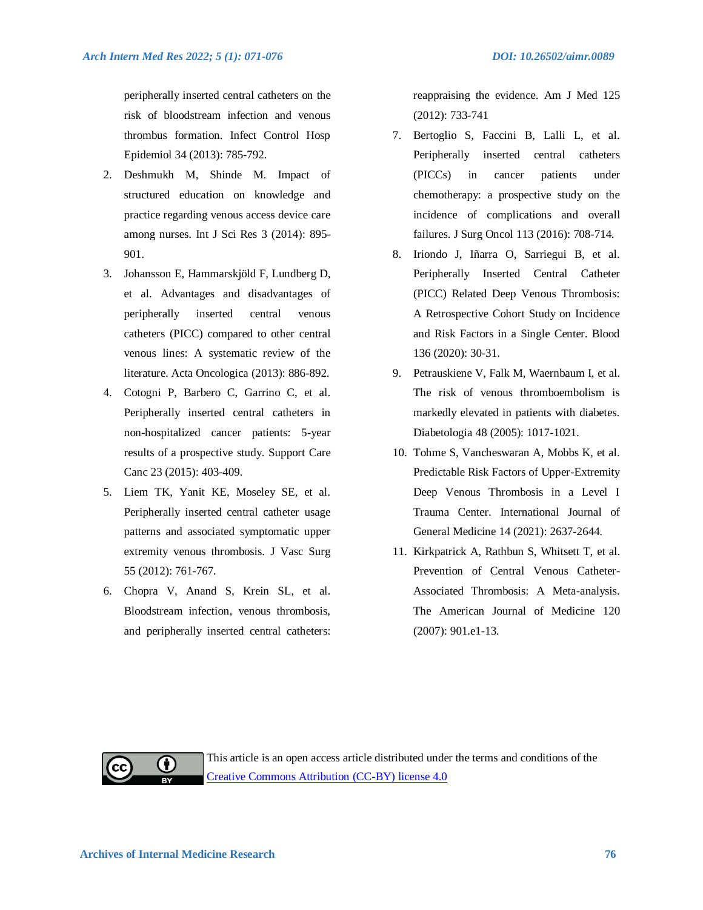peripherally inserted central catheters on the risk of bloodstream infection and venous thrombus formation. Infect Control Hosp Epidemiol 34 (2013): 785-792.

2. Deshmukh M, Shinde M. Impact of structured education on knowledge and practice regarding venous access device care among nurses. Int J Sci Res 3 (2014): 895-901.
3. Johansson E, Hammarskjöld F, Lundberg D, et al. Advantages and disadvantages of peripherally inserted central venous catheters (PICC) compared to other central venous lines: A systematic review of the literature. Acta Oncologica (2013): 886-892.
4. Cotogni P, Barbero C, Garrino C, et al. Peripherally inserted central catheters in non-hospitalized cancer patients: 5-year results of a prospective study. Support Care Canc 23 (2015): 403-409.
5. Liem TK, Yanit KE, Moseley SE, et al. Peripherally inserted central catheter usage patterns and associated symptomatic upper extremity venous thrombosis. J Vasc Surg 55 (2012): 761-767.
6. Chopra V, Anand S, Krein SL, et al. Bloodstream infection, venous thrombosis, and peripherally inserted central catheters: reappraising the evidence. Am J Med 125 (2012): 733-741
7. Bertoglio S, Faccini B, Lalli L, et al. Peripherally inserted central catheters (PICCs) in cancer patients under chemotherapy: a prospective study on the incidence of complications and overall failures. J Surg Oncol 113 (2016): 708-714.
8. Iriondo J, Iñarra O, Sarriegui B, et al. Peripherally Inserted Central Catheter (PICC) Related Deep Venous Thrombosis: A Retrospective Cohort Study on Incidence and Risk Factors in a Single Center. Blood 136 (2020): 30-31.
9. Petrauskiene V, Falk M, Waernbaum I, et al. The risk of venous thromboembolism is markedly elevated in patients with diabetes. Diabetologia 48 (2005): 1017-1021.
10. Tohme S, Vancheswaran A, Mobbs K, et al. Predictable Risk Factors of Upper-Extremity Deep Venous Thrombosis in a Level I Trauma Center. International Journal of General Medicine 14 (2021): 2637-2644.
11. Kirkpatrick A, Rathbun S, Whitsett T, et al. Prevention of Central Venous Catheter-Associated Thrombosis: A Meta-analysis. The American Journal of Medicine 120 (2007): 901.e1-13.

This article is an open access article distributed under the terms and conditions of the [Creative Commons Attribution (CC-BY) license 4.0](https://creativecommons.org/licenses/by/4.0/)